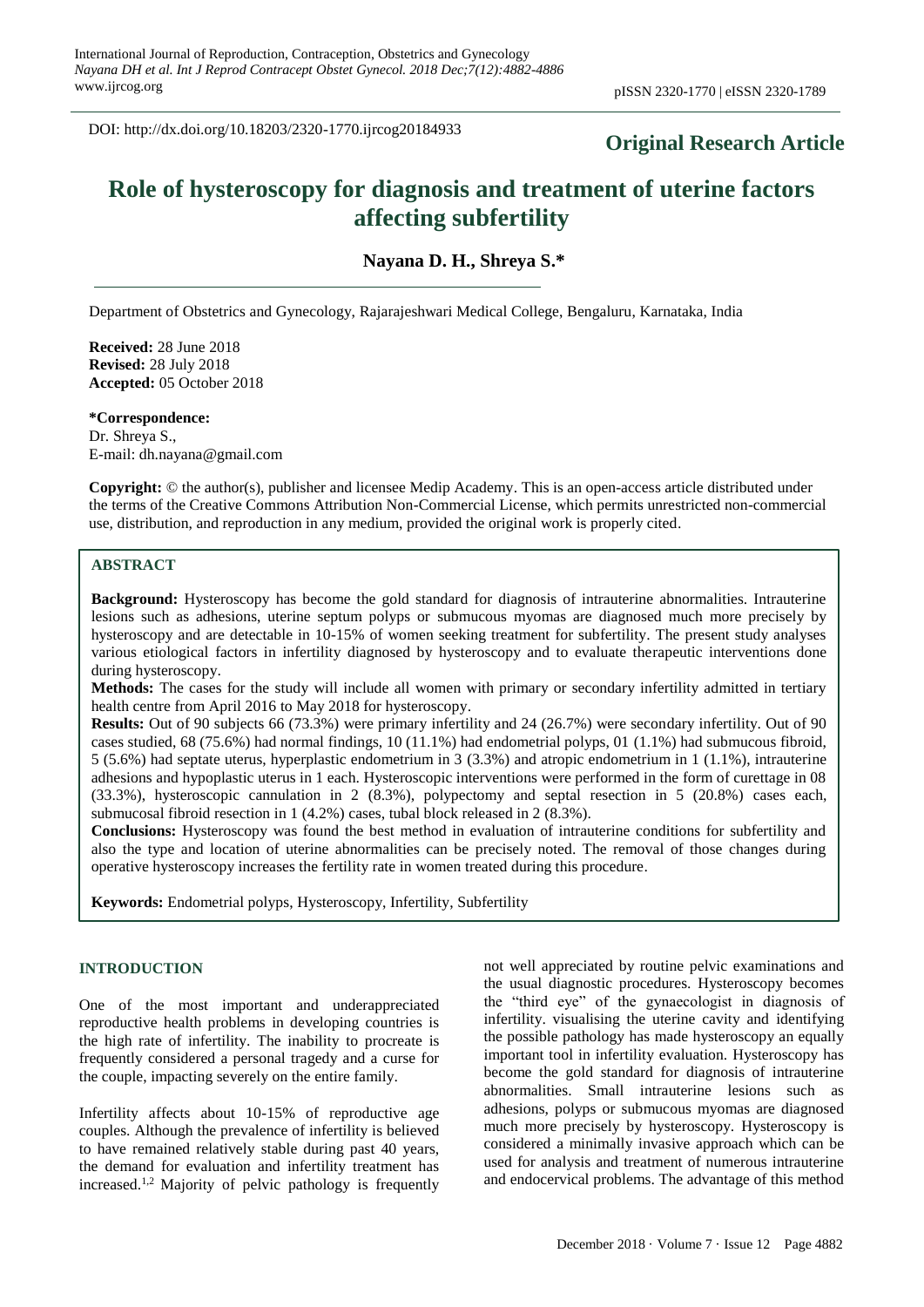DOI: http://dx.doi.org/10.18203/2320-1770.ijrcog20184933

**Original Research Article**

# Role of hysteroscopy for diagnosis and treatment of uterine factors affecting subfertility

**Nayana D. H., Shreya S.***

Department of Obstetrics and Gynecology, Rajarajeshwari Medical College, Bengaluru, Karnataka, India

**Received:** 28 June 2018
**Revised:** 28 July 2018
**Accepted:** 05 October 2018

**\*Correspondence:**
Dr. Shreya S.,
E-mail: dh.nayana@gmail.com

**Copyright:** © the author(s), publisher and licensee Medip Academy. This is an open-access article distributed under the terms of the Creative Commons Attribution Non-Commercial License, which permits unrestricted non-commercial use, distribution, and reproduction in any medium, provided the original work is properly cited.

## ABSTRACT

**Background:** Hysteroscopy has become the gold standard for diagnosis of intrauterine abnormalities. Intrauterine lesions such as adhesions, uterine septum polyps or submucous myomas are diagnosed much more precisely by hysteroscopy and are detectable in 10-15% of women seeking treatment for subfertility. The present study analyses various etiological factors in infertility diagnosed by hysteroscopy and to evaluate therapeutic interventions done during hysteroscopy.

**Methods:** The cases for the study will include all women with primary or secondary infertility admitted in tertiary health centre from April 2016 to May 2018 for hysteroscopy.

**Results:** Out of 90 subjects 66 (73.3%) were primary infertility and 24 (26.7%) were secondary infertility. Out of 90 cases studied, 68 (75.6%) had normal findings, 10 (11.1%) had endometrial polyps, 01 (1.1%) had submucous fibroid, 5 (5.6%) had septate uterus, hyperplastic endometrium in 3 (3.3%) and atropic endometrium in 1 (1.1%), intrauterine adhesions and hypoplastic uterus in 1 each. Hysteroscopic interventions were performed in the form of curettage in 08 (33.3%), hysteroscopic cannulation in 2 (8.3%), polypectomy and septal resection in 5 (20.8%) cases each, submucosal fibroid resection in 1 (4.2%) cases, tubal block released in 2 (8.3%).

**Conclusions:** Hysteroscopy was found the best method in evaluation of intrauterine conditions for subfertility and also the type and location of uterine abnormalities can be precisely noted. The removal of those changes during operative hysteroscopy increases the fertility rate in women treated during this procedure.

**Keywords:** Endometrial polyps, Hysteroscopy, Infertility, Subfertility

## INTRODUCTION

One of the most important and underappreciated reproductive health problems in developing countries is the high rate of infertility. The inability to procreate is frequently considered a personal tragedy and a curse for the couple, impacting severely on the entire family.

Infertility affects about 10-15% of reproductive age couples. Although the prevalence of infertility is believed to have remained relatively stable during past 40 years, the demand for evaluation and infertility treatment has increased.[1,2] Majority of pelvic pathology is frequently not well appreciated by routine pelvic examinations and the usual diagnostic procedures. Hysteroscopy becomes the "third eye" of the gynaecologist in diagnosis of infertility. visualising the uterine cavity and identifying the possible pathology has made hysteroscopy an equally important tool in infertility evaluation. Hysteroscopy has become the gold standard for diagnosis of intrauterine abnormalities. Small intrauterine lesions such as adhesions, polyps or submucous myomas are diagnosed much more precisely by hysteroscopy. Hysteroscopy is considered a minimally invasive approach which can be used for analysis and treatment of numerous intrauterine and endocervical problems. The advantage of this method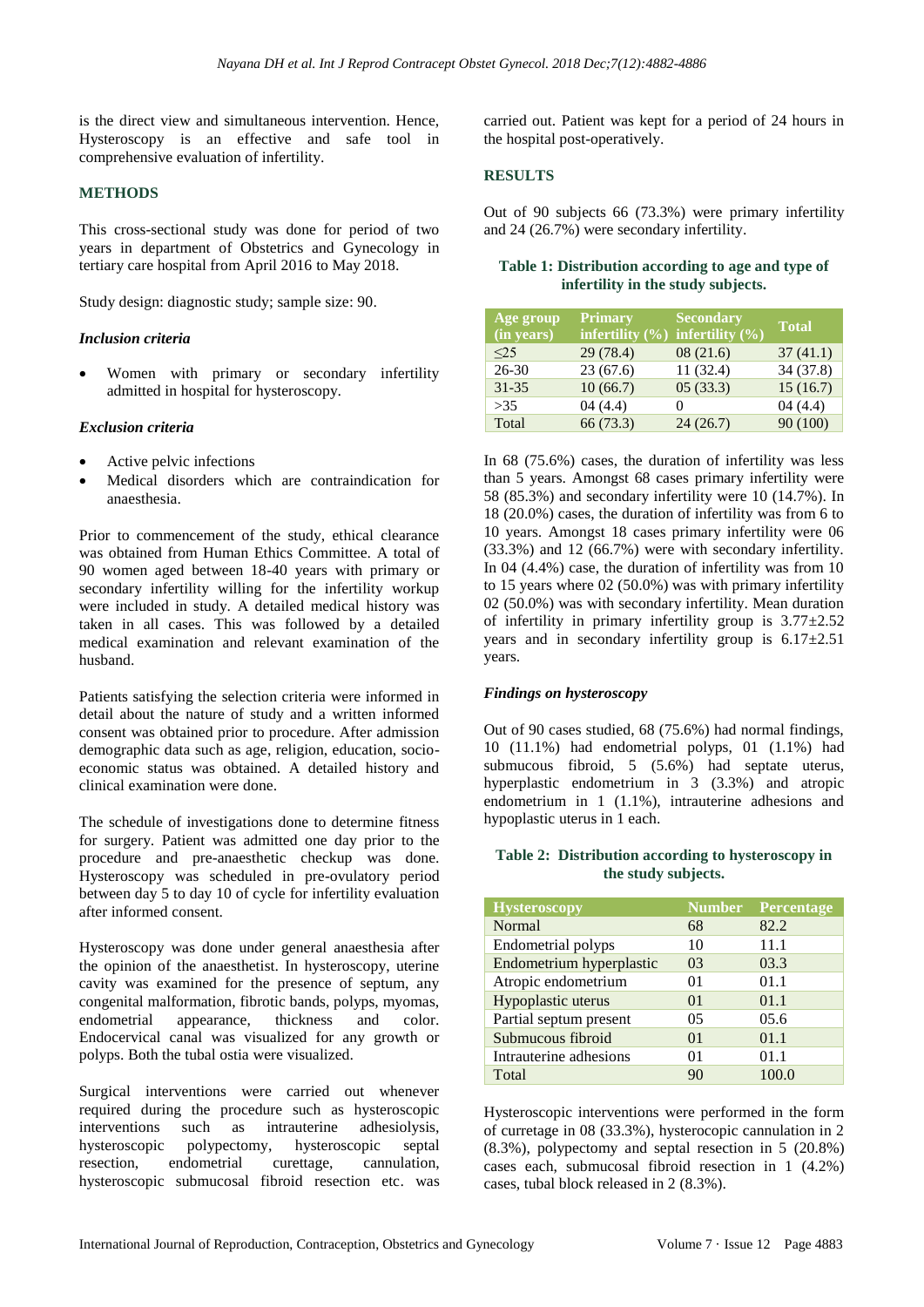is the direct view and simultaneous intervention. Hence, Hysteroscopy is an effective and safe tool in comprehensive evaluation of infertility.

## METHODS

This cross-sectional study was done for period of two years in department of Obstetrics and Gynecology in tertiary care hospital from April 2016 to May 2018.

Study design: diagnostic study; sample size: 90.

### *Inclusion criteria*

- Women with primary or secondary infertility admitted in hospital for hysteroscopy.

### *Exclusion criteria*

- Active pelvic infections
- Medical disorders which are contraindication for anaesthesia.

Prior to commencement of the study, ethical clearance was obtained from Human Ethics Committee. A total of 90 women aged between 18-40 years with primary or secondary infertility willing for the infertility workup were included in study. A detailed medical history was taken in all cases. This was followed by a detailed medical examination and relevant examination of the husband.

Patients satisfying the selection criteria were informed in detail about the nature of study and a written informed consent was obtained prior to procedure. After admission demographic data such as age, religion, education, socio-economic status was obtained. A detailed history and clinical examination were done.

The schedule of investigations done to determine fitness for surgery. Patient was admitted one day prior to the procedure and pre-anaesthetic checkup was done. Hysteroscopy was scheduled in pre-ovulatory period between day 5 to day 10 of cycle for infertility evaluation after informed consent.

Hysteroscopy was done under general anaesthesia after the opinion of the anaesthetist. In hysteroscopy, uterine cavity was examined for the presence of septum, any congenital malformation, fibrotic bands, polyps, myomas, endometrial appearance, thickness and color. Endocervical canal was visualized for any growth or polyps. Both the tubal ostia were visualized.

Surgical interventions were carried out whenever required during the procedure such as hysteroscopic interventions such as intrauterine adhesiolysis, hysteroscopic polypectomy, hysteroscopic septal resection, endometrial curettage, cannulation, hysteroscopic submucosal fibroid resection etc. was carried out. Patient was kept for a period of 24 hours in the hospital post-operatively.

## RESULTS

Out of 90 subjects 66 (73.3%) were primary infertility and 24 (26.7%) were secondary infertility.

**Table 1: Distribution according to age and type of infertility in the study subjects.**

| Age group (in years) | Primary infertility (%) | Secondary infertility (%) | Total |
|---|---|---|---|
| ≤25 | 29 (78.4) | 08 (21.6) | 37 (41.1) |
| 26-30 | 23 (67.6) | 11 (32.4) | 34 (37.8) |
| 31-35 | 10 (66.7) | 05 (33.3) | 15 (16.7) |
| >35 | 04 (4.4) | 0 | 04 (4.4) |
| Total | 66 (73.3) | 24 (26.7) | 90 (100) |

In 68 (75.6%) cases, the duration of infertility was less than 5 years. Amongst 68 cases primary infertility were 58 (85.3%) and secondary infertility were 10 (14.7%). In 18 (20.0%) cases, the duration of infertility was from 6 to 10 years. Amongst 18 cases primary infertility were 06 (33.3%) and 12 (66.7%) were with secondary infertility. In 04 (4.4%) case, the duration of infertility was from 10 to 15 years where 02 (50.0%) was with primary infertility 02 (50.0%) was with secondary infertility. Mean duration of infertility in primary infertility group is 3.77±2.52 years and in secondary infertility group is 6.17±2.51 years.

### *Findings on hysteroscopy*

Out of 90 cases studied, 68 (75.6%) had normal findings, 10 (11.1%) had endometrial polyps, 01 (1.1%) had submucous fibroid, 5 (5.6%) had septate uterus, hyperplastic endometrium in 3 (3.3%) and atropic endometrium in 1 (1.1%), intrauterine adhesions and hypoplastic uterus in 1 each.

**Table 2: Distribution according to hysteroscopy in the study subjects.**

| Hysteroscopy | Number | Percentage |
|---|---|---|
| Normal | 68 | 82.2 |
| Endometrial polyps | 10 | 11.1 |
| Endometrium hyperplastic | 03 | 03.3 |
| Atropic endometrium | 01 | 01.1 |
| Hypoplastic uterus | 01 | 01.1 |
| Partial septum present | 05 | 05.6 |
| Submucous fibroid | 01 | 01.1 |
| Intrauterine adhesions | 01 | 01.1 |
| Total | 90 | 100.0 |

Hysteroscopic interventions were performed in the form of curretage in 08 (33.3%), hysterocopic cannulation in 2 (8.3%), polypectomy and septal resection in 5 (20.8%) cases each, submucosal fibroid resection in 1 (4.2%) cases, tubal block released in 2 (8.3%).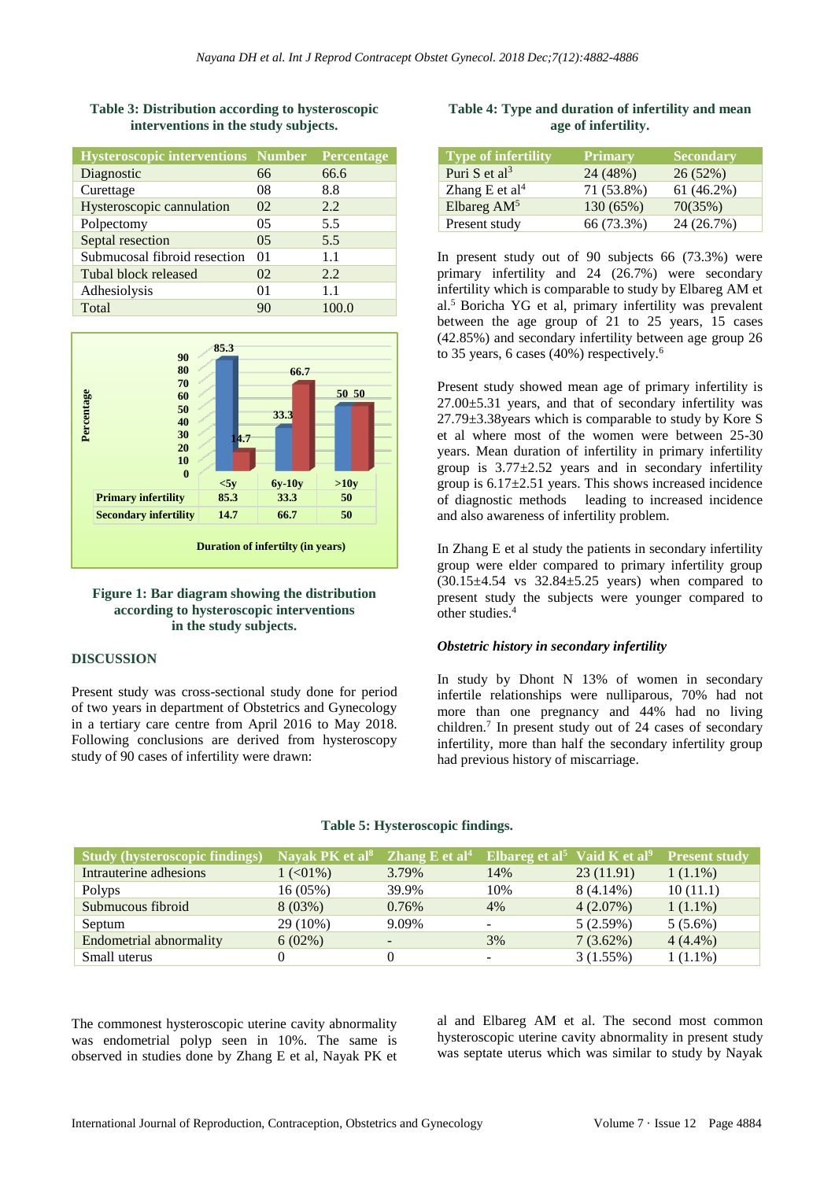**Table 3: Distribution according to hysteroscopic interventions in the study subjects.**

| Hysteroscopic interventions | Number | Percentage |
|---|---|---|
| Diagnostic | 66 | 66.6 |
| Curettage | 08 | 8.8 |
| Hysteroscopic cannulation | 02 | 2.2 |
| Polpectomy | 05 | 5.5 |
| Septal resection | 05 | 5.5 |
| Submucosal fibroid resection | 01 | 1.1 |
| Tubal block released | 02 | 2.2 |
| Adhesiolysis | 01 | 1.1 |
| Total | 90 | 100.0 |

| | <5y | 6y-10y | >10y |
|---|---|---|---|
| Primary infertility | 85.3 | 33.3 | 50 |
| Secondary infertility | 14.7 | 66.7 | 50 |

Duration of infertilty (in years)

**Figure 1: Bar diagram showing the distribution according to hysteroscopic interventions in the study subjects.**

## DISCUSSION

Present study was cross-sectional study done for period of two years in department of Obstetrics and Gynecology in a tertiary care centre from April 2016 to May 2018. Following conclusions are derived from hysteroscopy study of 90 cases of infertility were drawn:

**Table 4: Type and duration of infertility and mean age of infertility.**

| Type of infertility | Primary | Secondary |
|---|---|---|
| Puri S et al[3] | 24 (48%) | 26 (52%) |
| Zhang E et al[4] | 71 (53.8%) | 61 (46.2%) |
| Elbareg AM[5] | 130 (65%) | 70(35%) |
| Present study | 66 (73.3%) | 24 (26.7%) |

In present study out of 90 subjects 66 (73.3%) were primary infertility and 24 (26.7%) were secondary infertility which is comparable to study by Elbareg AM et al.[5] Boricha YG et al, primary infertility was prevalent between the age group of 21 to 25 years, 15 cases (42.85%) and secondary infertility between age group 26 to 35 years, 6 cases (40%) respectively.[6]

Present study showed mean age of primary infertility is 27.00±5.31 years, and that of secondary infertility was 27.79±3.38years which is comparable to study by Kore S et al where most of the women were between 25-30 years. Mean duration of infertility in primary infertility group is 3.77±2.52 years and in secondary infertility group is 6.17±2.51 years. This shows increased incidence of diagnostic methods leading to increased incidence and also awareness of infertility problem.

In Zhang E et al study the patients in secondary infertility group were elder compared to primary infertility group (30.15±4.54 vs 32.84±5.25 years) when compared to present study the subjects were younger compared to other studies.[4]

### *Obstetric history in secondary infertility*

In study by Dhont N 13% of women in secondary infertile relationships were nulliparous, 70% had not more than one pregnancy and 44% had no living children.[7] In present study out of 24 cases of secondary infertility, more than half the secondary infertility group had previous history of miscarriage.

**Table 5: Hysteroscopic findings.**

| Study (hysteroscopic findings) | Nayak PK et al[8] | Zhang E et al[4] | Elbareg et al[5] | Vaid K et al[9] | Present study |
|---|---|---|---|---|---|
| Intrauterine adhesions | 1 (<01%) | 3.79% | 14% | 23 (11.91) | 1 (1.1%) |
| Polyps | 16 (05%) | 39.9% | 10% | 8 (4.14%) | 10 (11.1) |
| Submucous fibroid | 8 (03%) | 0.76% | 4% | 4 (2.07%) | 1 (1.1%) |
| Septum | 29 (10%) | 9.09% | - | 5 (2.59%) | 5 (5.6%) |
| Endometrial abnormality | 6 (02%) | - | 3% | 7 (3.62%) | 4 (4.4%) |
| Small uterus | 0 | 0 | - | 3 (1.55%) | 1 (1.1%) |

The commonest hysteroscopic uterine cavity abnormality was endometrial polyp seen in 10%. The same is observed in studies done by Zhang E et al, Nayak PK et al and Elbareg AM et al. The second most common hysteroscopic uterine cavity abnormality in present study was septate uterus which was similar to study by Nayak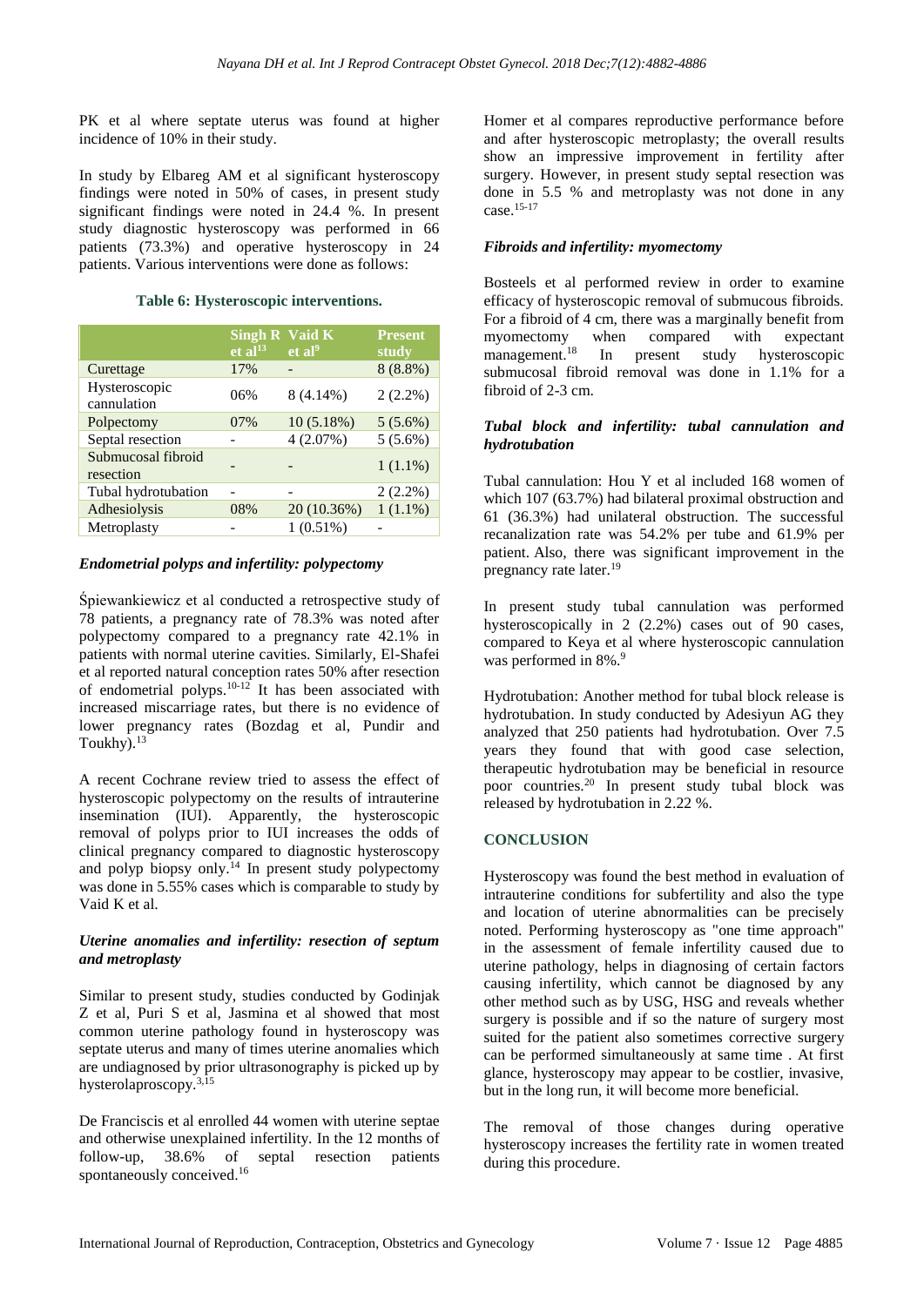PK et al where septate uterus was found at higher incidence of 10% in their study.

In study by Elbareg AM et al significant hysteroscopy findings were noted in 50% of cases, in present study significant findings were noted in 24.4 %. In present study diagnostic hysteroscopy was performed in 66 patients (73.3%) and operative hysteroscopy in 24 patients. Various interventions were done as follows:

**Table 6: Hysteroscopic interventions.**

| | Singh R et al[13] | Vaid K et al[9] | Present study |
|---|---|---|---|
| Curettage | 17% | - | 8 (8.8%) |
| Hysteroscopic cannulation | 06% | 8 (4.14%) | 2 (2.2%) |
| Polpectomy | 07% | 10 (5.18%) | 5 (5.6%) |
| Septal resection | - | 4 (2.07%) | 5 (5.6%) |
| Submucosal fibroid resection | - | - | 1 (1.1%) |
| Tubal hydrotubation | - | - | 2 (2.2%) |
| Adhesiolysis | 08% | 20 (10.36%) | 1 (1.1%) |
| Metroplasty | - | 1 (0.51%) | - |

### *Endometrial polyps and infertility: polypectomy*

Śpiewankiewicz et al conducted a retrospective study of 78 patients, a pregnancy rate of 78.3% was noted after polypectomy compared to a pregnancy rate 42.1% in patients with normal uterine cavities. Similarly, El-Shafei et al reported natural conception rates 50% after resection of endometrial polyps.[10-12] It has been associated with increased miscarriage rates, but there is no evidence of lower pregnancy rates (Bozdag et al, Pundir and Toukhy).[13]

A recent Cochrane review tried to assess the effect of hysteroscopic polypectomy on the results of intrauterine insemination (IUI). Apparently, the hysteroscopic removal of polyps prior to IUI increases the odds of clinical pregnancy compared to diagnostic hysteroscopy and polyp biopsy only.[14] In present study polypectomy was done in 5.55% cases which is comparable to study by Vaid K et al.

### *Uterine anomalies and infertility: resection of septum and metroplasty*

Similar to present study, studies conducted by Godinjak Z et al, Puri S et al, Jasmina et al showed that most common uterine pathology found in hysteroscopy was septate uterus and many of times uterine anomalies which are undiagnosed by prior ultrasonography is picked up by hysterolaparoscopy.[3,15]

De Franciscis et al enrolled 44 women with uterine septae and otherwise unexplained infertility. In the 12 months of follow-up, 38.6% of septal resection patients spontaneously conceived.[16]

Homer et al compares reproductive performance before and after hysteroscopic metroplasty; the overall results show an impressive improvement in fertility after surgery. However, in present study septal resection was done in 5.5 % and metroplasty was not done in any case.[15-17]

### *Fibroids and infertility: myomectomy*

Bosteels et al performed review in order to examine efficacy of hysteroscopic removal of submucous fibroids. For a fibroid of 4 cm, there was a marginally benefit from myomectomy when compared with expectant management.[18] In present study hysteroscopic submucosal fibroid removal was done in 1.1% for a fibroid of 2-3 cm.

### *Tubal block and infertility: tubal cannulation and hydrotubation*

Tubal cannulation: Hou Y et al included 168 women of which 107 (63.7%) had bilateral proximal obstruction and 61 (36.3%) had unilateral obstruction. The successful recanalization rate was 54.2% per tube and 61.9% per patient. Also, there was significant improvement in the pregnancy rate later.[19]

In present study tubal cannulation was performed hysteroscopically in 2 (2.2%) cases out of 90 cases, compared to Keya et al where hysteroscopic cannulation was performed in 8%.[9]

Hydrotubation: Another method for tubal block release is hydrotubation. In study conducted by Adesiyun AG they analyzed that 250 patients had hydrotubation. Over 7.5 years they found that with good case selection, therapeutic hydrotubation may be beneficial in resource poor countries.[20] In present study tubal block was released by hydrotubation in 2.22 %.

## CONCLUSION

Hysteroscopy was found the best method in evaluation of intrauterine conditions for subfertility and also the type and location of uterine abnormalities can be precisely noted. Performing hysteroscopy as "one time approach" in the assessment of female infertility caused due to uterine pathology, helps in diagnosing of certain factors causing infertility, which cannot be diagnosed by any other method such as by USG, HSG and reveals whether surgery is possible and if so the nature of surgery most suited for the patient also sometimes corrective surgery can be performed simultaneously at same time . At first glance, hysteroscopy may appear to be costlier, invasive, but in the long run, it will become more beneficial.

The removal of those changes during operative hysteroscopy increases the fertility rate in women treated during this procedure.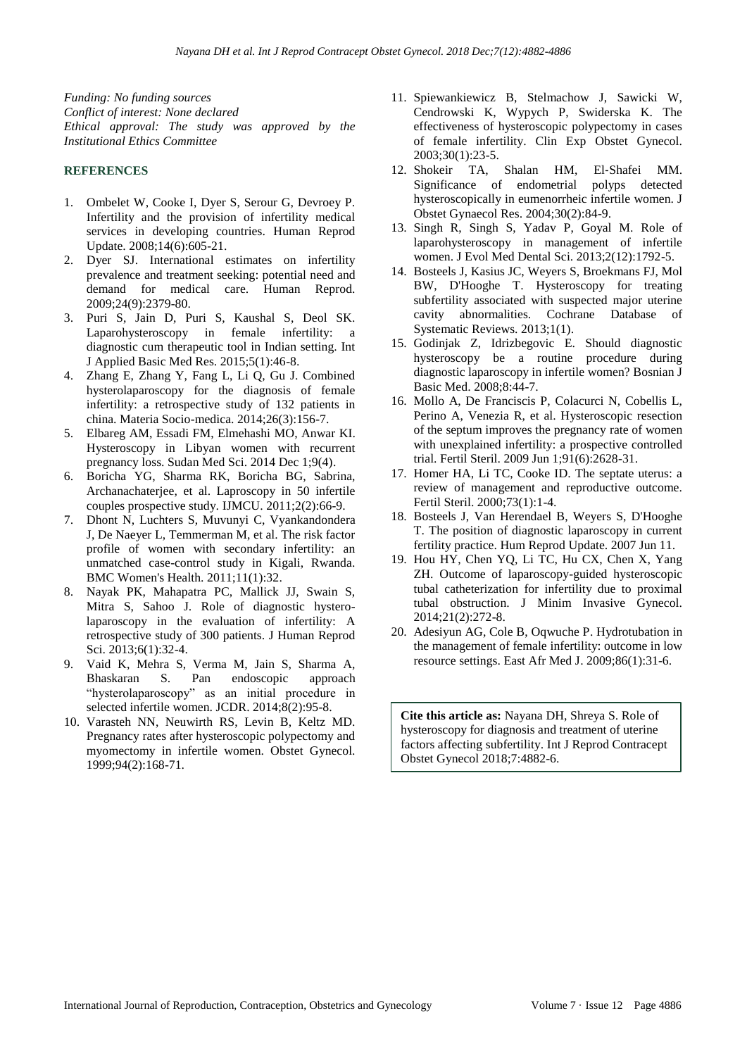*Funding: No funding sources*
*Conflict of interest: None declared*
*Ethical approval: The study was approved by the Institutional Ethics Committee*

## REFERENCES

1. Ombelet W, Cooke I, Dyer S, Serour G, Devroey P. Infertility and the provision of infertility medical services in developing countries. Human Reprod Update. 2008;14(6):605-21.
2. Dyer SJ. International estimates on infertility prevalence and treatment seeking: potential need and demand for medical care. Human Reprod. 2009;24(9):2379-80.
3. Puri S, Jain D, Puri S, Kaushal S, Deol SK. Laparohysteroscopy in female infertility: a diagnostic cum therapeutic tool in Indian setting. Int J Applied Basic Med Res. 2015;5(1):46-8.
4. Zhang E, Zhang Y, Fang L, Li Q, Gu J. Combined hysterolaparoscopy for the diagnosis of female infertility: a retrospective study of 132 patients in china. Materia Socio-medica. 2014;26(3):156-7.
5. Elbareg AM, Essadi FM, Elmehashi MO, Anwar KI. Hysteroscopy in Libyan women with recurrent pregnancy loss. Sudan Med Sci. 2014 Dec 1;9(4).
6. Boricha YG, Sharma RK, Boricha BG, Sabrina, Archanachaterjee, et al. Laproscopy in 50 infertile couples prospective study. IJMCU. 2011;2(2):66-9.
7. Dhont N, Luchters S, Muvunyi C, Vyankandondera J, De Naeyer L, Temmerman M, et al. The risk factor profile of women with secondary infertility: an unmatched case-control study in Kigali, Rwanda. BMC Women's Health. 2011;11(1):32.
8. Nayak PK, Mahapatra PC, Mallick JJ, Swain S, Mitra S, Sahoo J. Role of diagnostic hystero-laparoscopy in the evaluation of infertility: A retrospective study of 300 patients. J Human Reprod Sci. 2013;6(1):32-4.
9. Vaid K, Mehra S, Verma M, Jain S, Sharma A, Bhaskaran S. Pan endoscopic approach "hysterolaparoscopy" as an initial procedure in selected infertile women. JCDR. 2014;8(2):95-8.
10. Varasteh NN, Neuwirth RS, Levin B, Keltz MD. Pregnancy rates after hysteroscopic polypectomy and myomectomy in infertile women. Obstet Gynecol. 1999;94(2):168-71.
11. Spiewankiewicz B, Stelmachow J, Sawicki W, Cendrowski K, Wypych P, Swiderska K. The effectiveness of hysteroscopic polypectomy in cases of female infertility. Clin Exp Obstet Gynecol. 2003;30(1):23-5.
12. Shokeir TA, Shalan HM, El-Shafei MM. Significance of endometrial polyps detected hysteroscopically in eumenorrheic infertile women. J Obstet Gynaecol Res. 2004;30(2):84-9.
13. Singh R, Singh S, Yadav P, Goyal M. Role of laparohysteroscopy in management of infertile women. J Evol Med Dental Sci. 2013;2(12):1792-5.
14. Bosteels J, Kasius JC, Weyers S, Broekmans FJ, Mol BW, D'Hooghe T. Hysteroscopy for treating subfertility associated with suspected major uterine cavity abnormalities. Cochrane Database of Systematic Reviews. 2013;1(1).
15. Godinjak Z, Idrizbegovic E. Should diagnostic hysteroscopy be a routine procedure during diagnostic laparoscopy in infertile women? Bosnian J Basic Med. 2008;8:44-7.
16. Mollo A, De Franciscis P, Colacurci N, Cobellis L, Perino A, Venezia R, et al. Hysteroscopic resection of the septum improves the pregnancy rate of women with unexplained infertility: a prospective controlled trial. Fertil Steril. 2009 Jun 1;91(6):2628-31.
17. Homer HA, Li TC, Cooke ID. The septate uterus: a review of management and reproductive outcome. Fertil Steril. 2000;73(1):1-4.
18. Bosteels J, Van Herendael B, Weyers S, D'Hooghe T. The position of diagnostic laparoscopy in current fertility practice. Hum Reprod Update. 2007 Jun 11.
19. Hou HY, Chen YQ, Li TC, Hu CX, Chen X, Yang ZH. Outcome of laparoscopy-guided hysteroscopic tubal catheterization for infertility due to proximal tubal obstruction. J Minim Invasive Gynecol. 2014;21(2):272-8.
20. Adesiyun AG, Cole B, Oqwuche P. Hydrotubation in the management of female infertility: outcome in low resource settings. East Afr Med J. 2009;86(1):31-6.

**Cite this article as:** Nayana DH, Shreya S. Role of hysteroscopy for diagnosis and treatment of uterine factors affecting subfertility. Int J Reprod Contracept Obstet Gynecol 2018;7:4882-6.